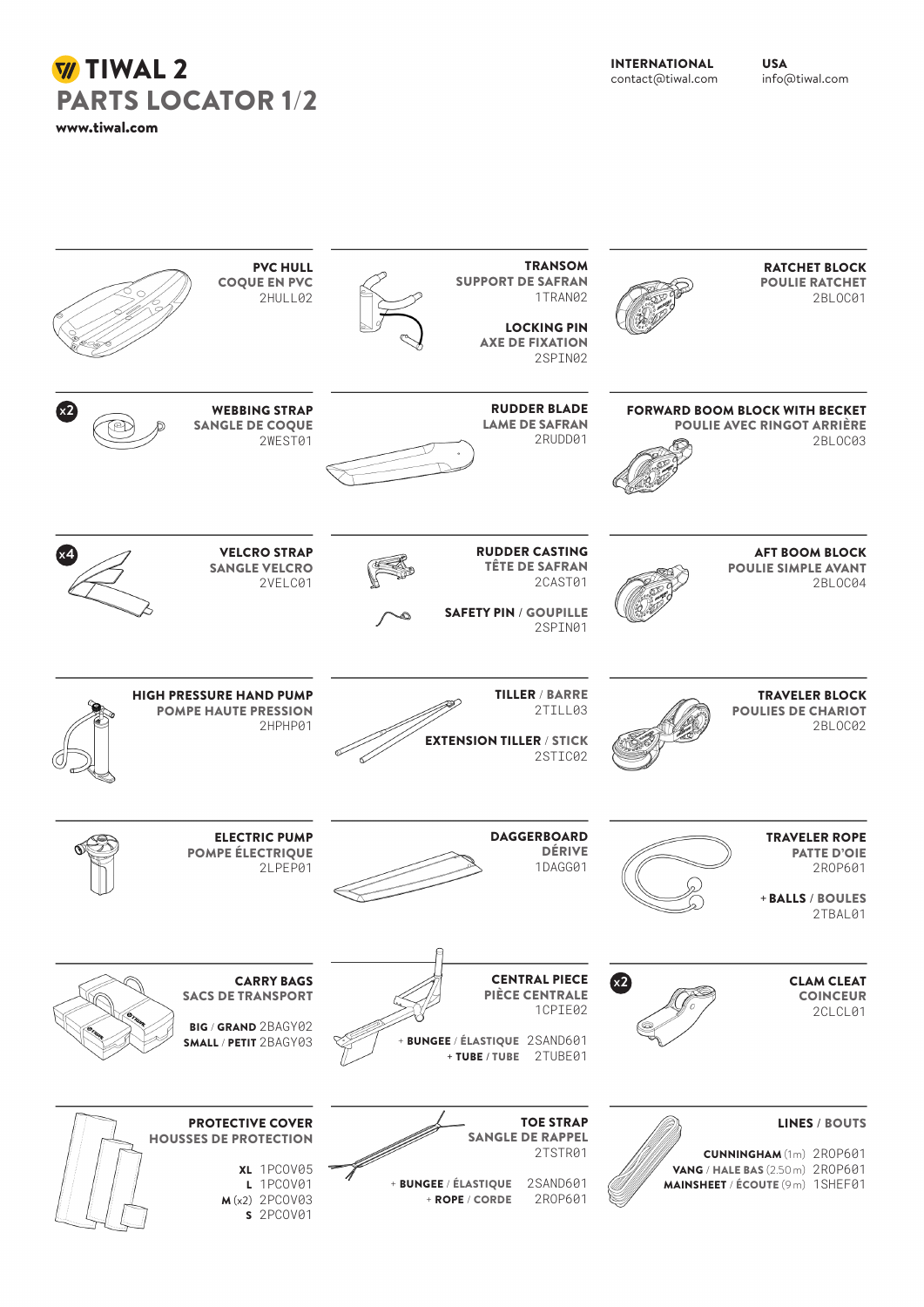# TIWAL 2
## PARTS LOCATOR 1/2

**www.tiwal.com**

**INTERNATIONAL**
contact@tiwal.com

**USA**
info@tiwal.com

**PVC HULL**
**COQUE EN PVC**
2HULL02

**TRANSOM**
**SUPPORT DE SAFRAN**
1TRAN02

**LOCKING PIN**
**AXE DE FIXATION**
2SPIN02

**RATCHET BLOCK**
**POULIE RATCHET**
2BLOC01

x2
**WEBBING STRAP**
**SANGLE DE COQUE**
2WEST01

**RUDDER BLADE**
**LAME DE SAFRAN**
2RUDD01

**FORWARD BOOM BLOCK WITH BECKET**
**POULIE AVEC RINGOT ARRIÈRE**
2BLOC03

x4
**VELCRO STRAP**
**SANGLE VELCRO**
2VELC01

**RUDDER CASTING**
**TÊTE DE SAFRAN**
2CAST01

**SAFETY PIN** / **GOUPILLE**
2SPIN01

**AFT BOOM BLOCK**
**POULIE SIMPLE AVANT**
2BLOC04

**HIGH PRESSURE HAND PUMP**
**POMPE HAUTE PRESSION**
2HPHP01

**TILLER** / **BARRE**
2TILL03

**EXTENSION TILLER** / **STICK**
2STIC02

**TRAVELER BLOCK**
**POULIES DE CHARIOT**
2BLOC02

**ELECTRIC PUMP**
**POMPE ÉLECTRIQUE**
2LPEP01

**DAGGERBOARD**
**DÉRIVE**
1DAGG01

**TRAVELER ROPE**
**PATTE D'OIE**
2ROP601

+ **BALLS** / **BOULES**
2TBAL01

**CARRY BAGS**
**SACS DE TRANSPORT**

**BIG** / **GRAND** 2BAGY02
**SMALL** / **PETIT** 2BAGY03

**CENTRAL PIECE**
**PIÈCE CENTRALE**
1CPIE02

+ **BUNGEE** / **ÉLASTIQUE** 2SAND601
+ **TUBE** / **TUBE** 2TUBE01

x2
**CLAM CLEAT**
**COINCEUR**
2CLCL01

**PROTECTIVE COVER**
**HOUSSES DE PROTECTION**

**XL** 1PCOV05
**L** 1PCOV01
**M** (x2) 2PCOV03
**S** 2PCOV01

**TOE STRAP**
**SANGLE DE RAPPEL**
2TSTR01

+ **BUNGEE** / **ÉLASTIQUE** 2SAND601
+ **ROPE** / **CORDE** 2ROP601

**LINES** / **BOUTS**

**CUNNINGHAM** (1m) 2ROP601
**VANG** / **HALE BAS** (2.50m) 2ROP601
**MAINSHEET** / **ÉCOUTE** (9m) 1SHEF01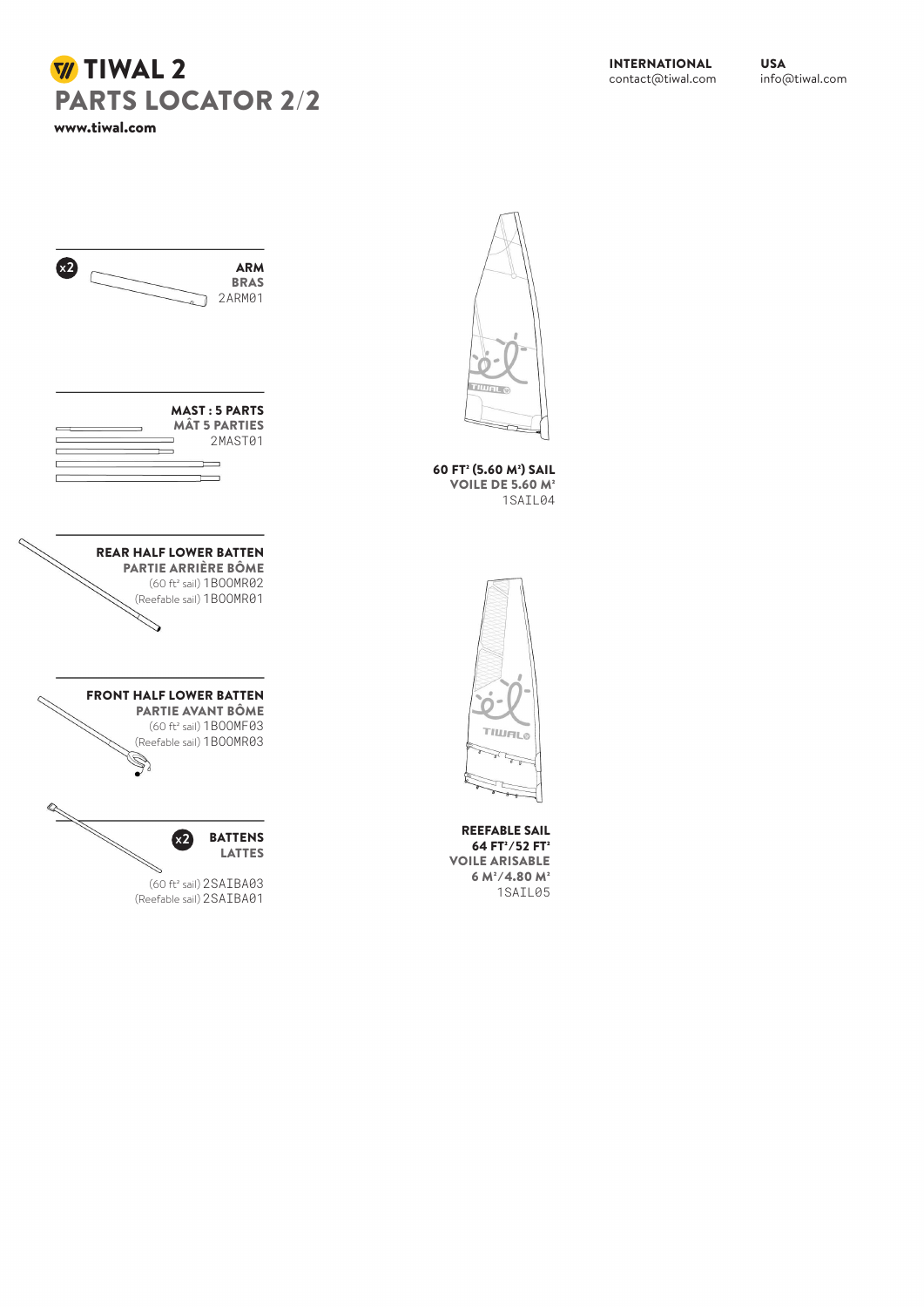# TIWAL 2
## PARTS LOCATOR 2/2

**www.tiwal.com**

**INTERNATIONAL**
contact@tiwal.com

**USA**
info@tiwal.com

x2
**ARM**
**BRAS**
2ARM01

**MAST : 5 PARTS**
**MÂT 5 PARTIES**
2MAST01

**REAR HALF LOWER BATTEN**
**PARTIE ARRIÈRE BÔME**
(60 ft² sail) 1BOOMR02
(Reefable sail) 1BOOMR01

**FRONT HALF LOWER BATTEN**
**PARTIE AVANT BÔME**
(60 ft² sail) 1BOOMF03
(Reefable sail) 1BOOMR03

x2
**BATTENS**
**LATTES**
(60 ft² sail) 2SAIBA03
(Reefable sail) 2SAIBA01

**60 FT² (5.60 M²) SAIL**
**VOILE DE 5.60 M²**
1SAIL04

**REEFABLE SAIL**
**64 FT²/52 FT²**
**VOILE ARISABLE**
**6 M²/4.80 M²**
1SAIL05